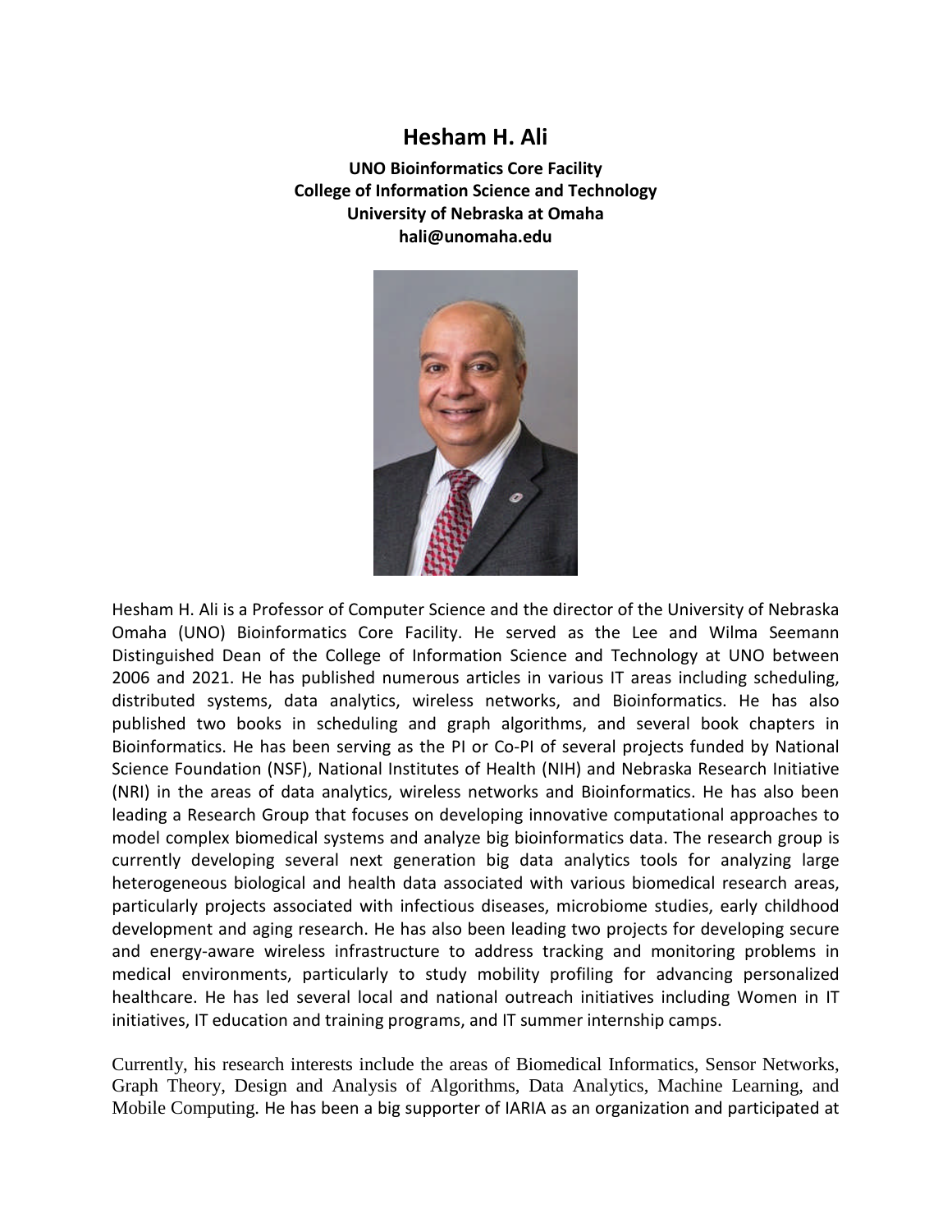# Hesham H. Ali

**UNO Bioinformatics Core Facility**
**College of Information Science and Technology**
**University of Nebraska at Omaha**
**hali@unomaha.edu**

Hesham H. Ali is a Professor of Computer Science and the director of the University of Nebraska Omaha (UNO) Bioinformatics Core Facility. He served as the Lee and Wilma Seemann Distinguished Dean of the College of Information Science and Technology at UNO between 2006 and 2021. He has published numerous articles in various IT areas including scheduling, distributed systems, data analytics, wireless networks, and Bioinformatics. He has also published two books in scheduling and graph algorithms, and several book chapters in Bioinformatics. He has been serving as the PI or Co-PI of several projects funded by National Science Foundation (NSF), National Institutes of Health (NIH) and Nebraska Research Initiative (NRI) in the areas of data analytics, wireless networks and Bioinformatics. He has also been leading a Research Group that focuses on developing innovative computational approaches to model complex biomedical systems and analyze big bioinformatics data. The research group is currently developing several next generation big data analytics tools for analyzing large heterogeneous biological and health data associated with various biomedical research areas, particularly projects associated with infectious diseases, microbiome studies, early childhood development and aging research. He has also been leading two projects for developing secure and energy-aware wireless infrastructure to address tracking and monitoring problems in medical environments, particularly to study mobility profiling for advancing personalized healthcare. He has led several local and national outreach initiatives including Women in IT initiatives, IT education and training programs, and IT summer internship camps.

Currently, his research interests include the areas of Biomedical Informatics, Sensor Networks, Graph Theory, Design and Analysis of Algorithms, Data Analytics, Machine Learning, and Mobile Computing. He has been a big supporter of IARIA as an organization and participated at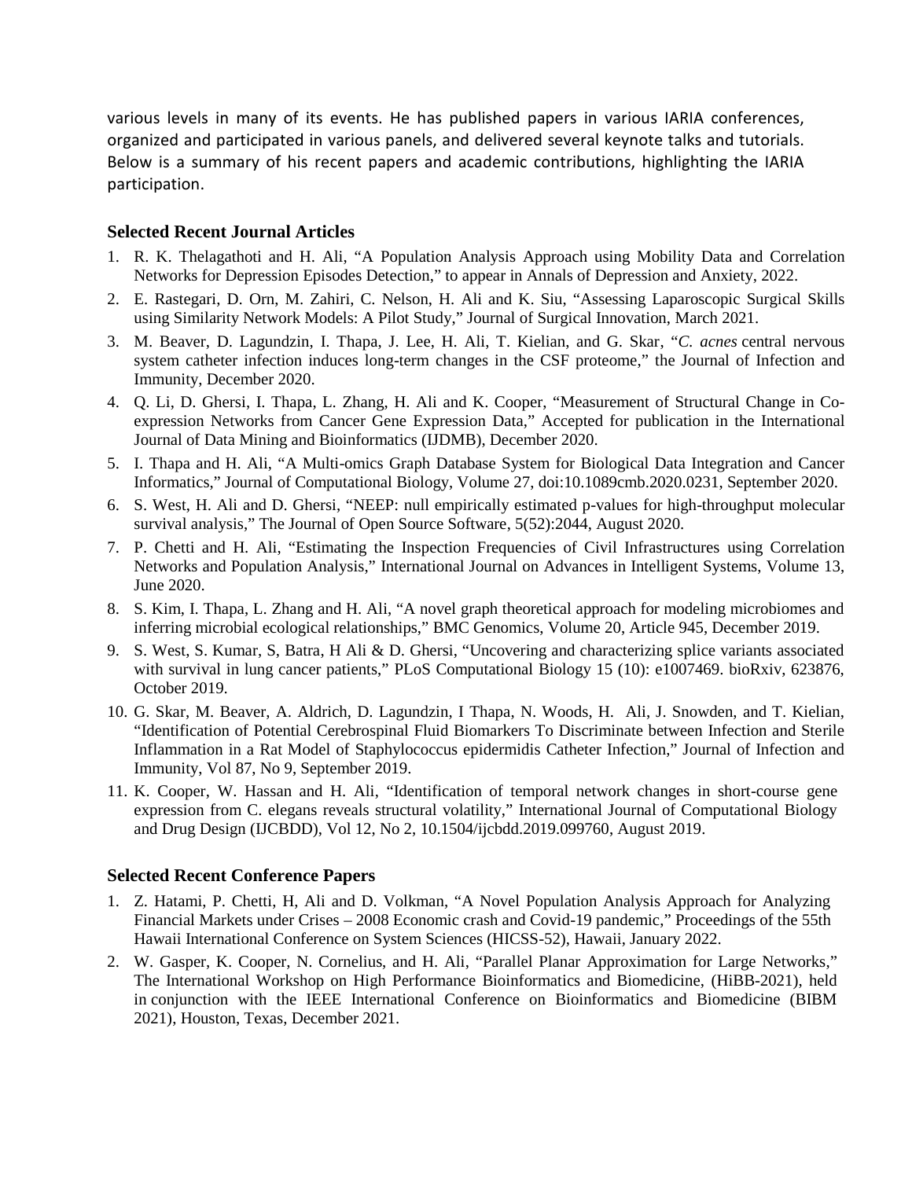various levels in many of its events. He has published papers in various IARIA conferences, organized and participated in various panels, and delivered several keynote talks and tutorials. Below is a summary of his recent papers and academic contributions, highlighting the IARIA participation.

### Selected Recent Journal Articles

1. R. K. Thelagathoti and H. Ali, "A Population Analysis Approach using Mobility Data and Correlation Networks for Depression Episodes Detection," to appear in Annals of Depression and Anxiety, 2022.
2. E. Rastegari, D. Orn, M. Zahiri, C. Nelson, H. Ali and K. Siu, "Assessing Laparoscopic Surgical Skills using Similarity Network Models: A Pilot Study," Journal of Surgical Innovation, March 2021.
3. M. Beaver, D. Lagundzin, I. Thapa, J. Lee, H. Ali, T. Kielian, and G. Skar, "*C. acnes* central nervous system catheter infection induces long-term changes in the CSF proteome," the Journal of Infection and Immunity, December 2020.
4. Q. Li, D. Ghersi, I. Thapa, L. Zhang, H. Ali and K. Cooper, "Measurement of Structural Change in Co-expression Networks from Cancer Gene Expression Data," Accepted for publication in the International Journal of Data Mining and Bioinformatics (IJDMB), December 2020.
5. I. Thapa and H. Ali, "A Multi-omics Graph Database System for Biological Data Integration and Cancer Informatics," Journal of Computational Biology, Volume 27, doi:10.1089cmb.2020.0231, September 2020.
6. S. West, H. Ali and D. Ghersi, "NEEP: null empirically estimated p-values for high-throughput molecular survival analysis," The Journal of Open Source Software, 5(52):2044, August 2020.
7. P. Chetti and H. Ali, "Estimating the Inspection Frequencies of Civil Infrastructures using Correlation Networks and Population Analysis," International Journal on Advances in Intelligent Systems, Volume 13, June 2020.
8. S. Kim, I. Thapa, L. Zhang and H. Ali, "A novel graph theoretical approach for modeling microbiomes and inferring microbial ecological relationships," BMC Genomics, Volume 20, Article 945, December 2019.
9. S. West, S. Kumar, S, Batra, H Ali & D. Ghersi, "Uncovering and characterizing splice variants associated with survival in lung cancer patients," PLoS Computational Biology 15 (10): e1007469. bioRxiv, 623876, October 2019.
10. G. Skar, M. Beaver, A. Aldrich, D. Lagundzin, I Thapa, N. Woods, H. Ali, J. Snowden, and T. Kielian, "Identification of Potential Cerebrospinal Fluid Biomarkers To Discriminate between Infection and Sterile Inflammation in a Rat Model of Staphylococcus epidermidis Catheter Infection," Journal of Infection and Immunity, Vol 87, No 9, September 2019.
11. K. Cooper, W. Hassan and H. Ali, "Identification of temporal network changes in short-course gene expression from C. elegans reveals structural volatility," International Journal of Computational Biology and Drug Design (IJCBDD), Vol 12, No 2, 10.1504/ijcbdd.2019.099760, August 2019.

### Selected Recent Conference Papers

1. Z. Hatami, P. Chetti, H, Ali and D. Volkman, "A Novel Population Analysis Approach for Analyzing Financial Markets under Crises – 2008 Economic crash and Covid-19 pandemic," Proceedings of the 55th Hawaii International Conference on System Sciences (HICSS-52), Hawaii, January 2022.
2. W. Gasper, K. Cooper, N. Cornelius, and H. Ali, "Parallel Planar Approximation for Large Networks," The International Workshop on High Performance Bioinformatics and Biomedicine, (HiBB-2021), held in conjunction with the IEEE International Conference on Bioinformatics and Biomedicine (BIBM 2021), Houston, Texas, December 2021.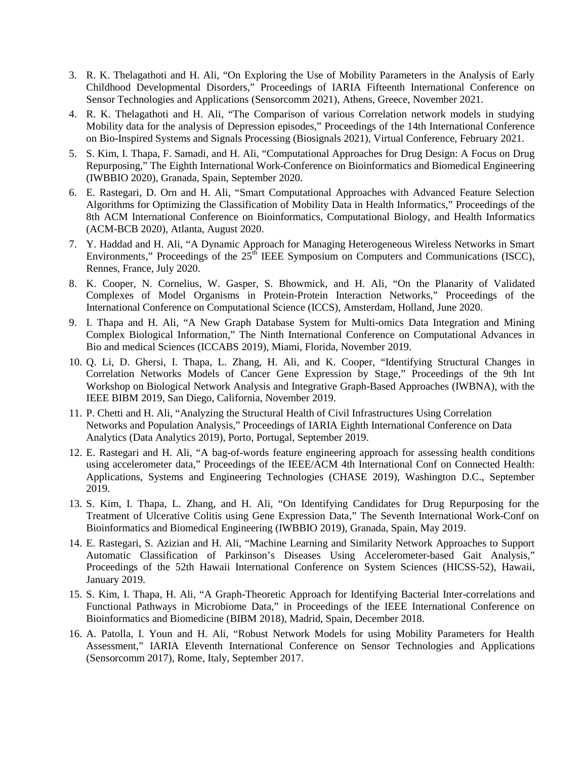3. R. K. Thelagathoti and H. Ali, “On Exploring the Use of Mobility Parameters in the Analysis of Early Childhood Developmental Disorders,” Proceedings of IARIA Fifteenth International Conference on Sensor Technologies and Applications (Sensorcomm 2021), Athens, Greece, November 2021.
4. R. K. Thelagathoti and H. Ali, “The Comparison of various Correlation network models in studying Mobility data for the analysis of Depression episodes,” Proceedings of the 14th International Conference on Bio-Inspired Systems and Signals Processing (Biosignals 2021), Virtual Conference, February 2021.
5. S. Kim, I. Thapa, F. Samadi, and H. Ali, “Computational Approaches for Drug Design: A Focus on Drug Repurposing,” The Eighth International Work-Conference on Bioinformatics and Biomedical Engineering (IWBBIO 2020), Granada, Spain, September 2020.
6. E. Rastegari, D. Orn and H. Ali, “Smart Computational Approaches with Advanced Feature Selection Algorithms for Optimizing the Classification of Mobility Data in Health Informatics,” Proceedings of the 8th ACM International Conference on Bioinformatics, Computational Biology, and Health Informatics (ACM-BCB 2020), Atlanta, August 2020.
7. Y. Haddad and H. Ali, “A Dynamic Approach for Managing Heterogeneous Wireless Networks in Smart Environments,” Proceedings of the 25th IEEE Symposium on Computers and Communications (ISCC), Rennes, France, July 2020.
8. K. Cooper, N. Cornelius, W. Gasper, S. Bhowmick, and H. Ali, “On the Planarity of Validated Complexes of Model Organisms in Protein-Protein Interaction Networks,” Proceedings of the International Conference on Computational Science (ICCS), Amsterdam, Holland, June 2020.
9. I. Thapa and H. Ali, “A New Graph Database System for Multi-omics Data Integration and Mining Complex Biological Information,” The Ninth International Conference on Computational Advances in Bio and medical Sciences (ICCABS 2019), Miami, Florida, November 2019.
10. Q. Li, D. Ghersi, I. Thapa, L. Zhang, H. Ali, and K. Cooper, “Identifying Structural Changes in Correlation Networks Models of Cancer Gene Expression by Stage,” Proceedings of the 9th Int Workshop on Biological Network Analysis and Integrative Graph-Based Approaches (IWBNA), with the IEEE BIBM 2019, San Diego, California, November 2019.
11. P. Chetti and H. Ali, “Analyzing the Structural Health of Civil Infrastructures Using Correlation Networks and Population Analysis,” Proceedings of IARIA Eighth International Conference on Data Analytics (Data Analytics 2019), Porto, Portugal, September 2019.
12. E. Rastegari and H. Ali, “A bag-of-words feature engineering approach for assessing health conditions using accelerometer data,” Proceedings of the IEEE/ACM 4th International Conf on Connected Health: Applications, Systems and Engineering Technologies (CHASE 2019), Washington D.C., September 2019.
13. S. Kim, I. Thapa, L. Zhang, and H. Ali, “On Identifying Candidates for Drug Repurposing for the Treatment of Ulcerative Colitis using Gene Expression Data,” The Seventh International Work-Conf on Bioinformatics and Biomedical Engineering (IWBBIO 2019), Granada, Spain, May 2019.
14. E. Rastegari, S. Azizian and H. Ali, “Machine Learning and Similarity Network Approaches to Support Automatic Classification of Parkinson’s Diseases Using Accelerometer-based Gait Analysis,” Proceedings of the 52th Hawaii International Conference on System Sciences (HICSS-52), Hawaii, January 2019.
15. S. Kim, I. Thapa, H. Ali, “A Graph-Theoretic Approach for Identifying Bacterial Inter-correlations and Functional Pathways in Microbiome Data,” in Proceedings of the IEEE International Conference on Bioinformatics and Biomedicine (BIBM 2018), Madrid, Spain, December 2018.
16. A. Patolla, I. Youn and H. Ali, “Robust Network Models for using Mobility Parameters for Health Assessment,” IARIA Eleventh International Conference on Sensor Technologies and Applications (Sensorcomm 2017), Rome, Italy, September 2017.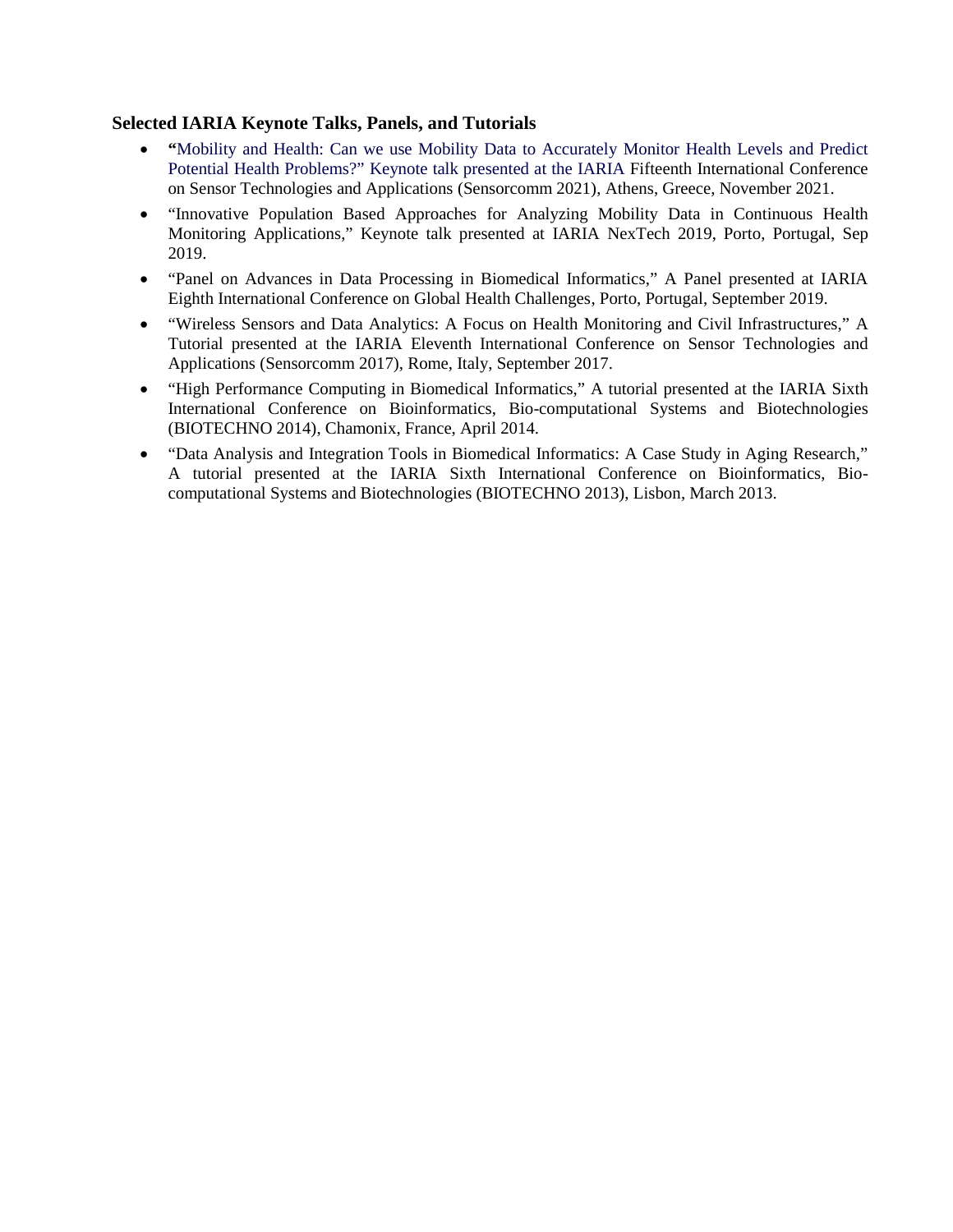### Selected IARIA Keynote Talks, Panels, and Tutorials

- "Mobility and Health: Can we use Mobility Data to Accurately Monitor Health Levels and Predict Potential Health Problems?" Keynote talk presented at the IARIA Fifteenth International Conference on Sensor Technologies and Applications (Sensorcomm 2021), Athens, Greece, November 2021.
- "Innovative Population Based Approaches for Analyzing Mobility Data in Continuous Health Monitoring Applications," Keynote talk presented at IARIA NexTech 2019, Porto, Portugal, Sep 2019.
- "Panel on Advances in Data Processing in Biomedical Informatics," A Panel presented at IARIA Eighth International Conference on Global Health Challenges, Porto, Portugal, September 2019.
- "Wireless Sensors and Data Analytics: A Focus on Health Monitoring and Civil Infrastructures," A Tutorial presented at the IARIA Eleventh International Conference on Sensor Technologies and Applications (Sensorcomm 2017), Rome, Italy, September 2017.
- "High Performance Computing in Biomedical Informatics," A tutorial presented at the IARIA Sixth International Conference on Bioinformatics, Bio-computational Systems and Biotechnologies (BIOTECHNO 2014), Chamonix, France, April 2014.
- "Data Analysis and Integration Tools in Biomedical Informatics: A Case Study in Aging Research," A tutorial presented at the IARIA Sixth International Conference on Bioinformatics, Bio-computational Systems and Biotechnologies (BIOTECHNO 2013), Lisbon, March 2013.